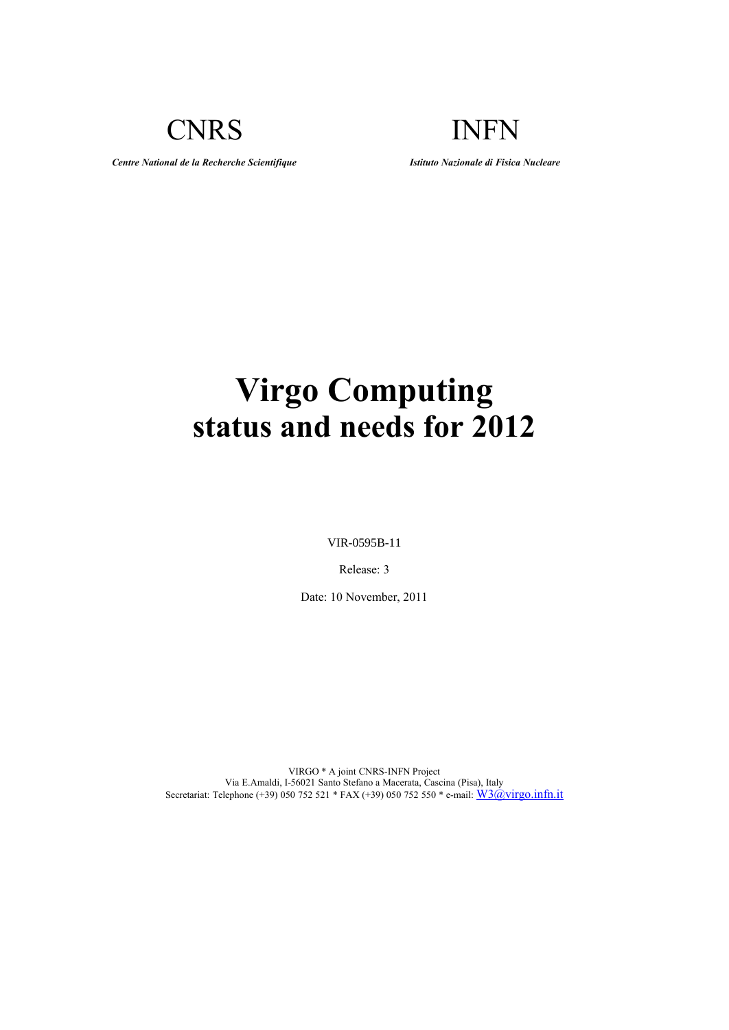CNRS

*Centre National de la Recherche Scientifique*

INFN

*Istituto Nazionale di Fisica Nucleare*

# Virgo Computing status and needs for 2012

VIR-0595B-11

Release: 3

Date: 10 November, 2011

VIRGO * A joint CNRS-INFN Project
Via E.Amaldi, I-56021 Santo Stefano a Macerata, Cascina (Pisa), Italy
Secretariat: Telephone (+39) 050 752 521 * FAX (+39) 050 752 550 * e-mail: W3@virgo.infn.it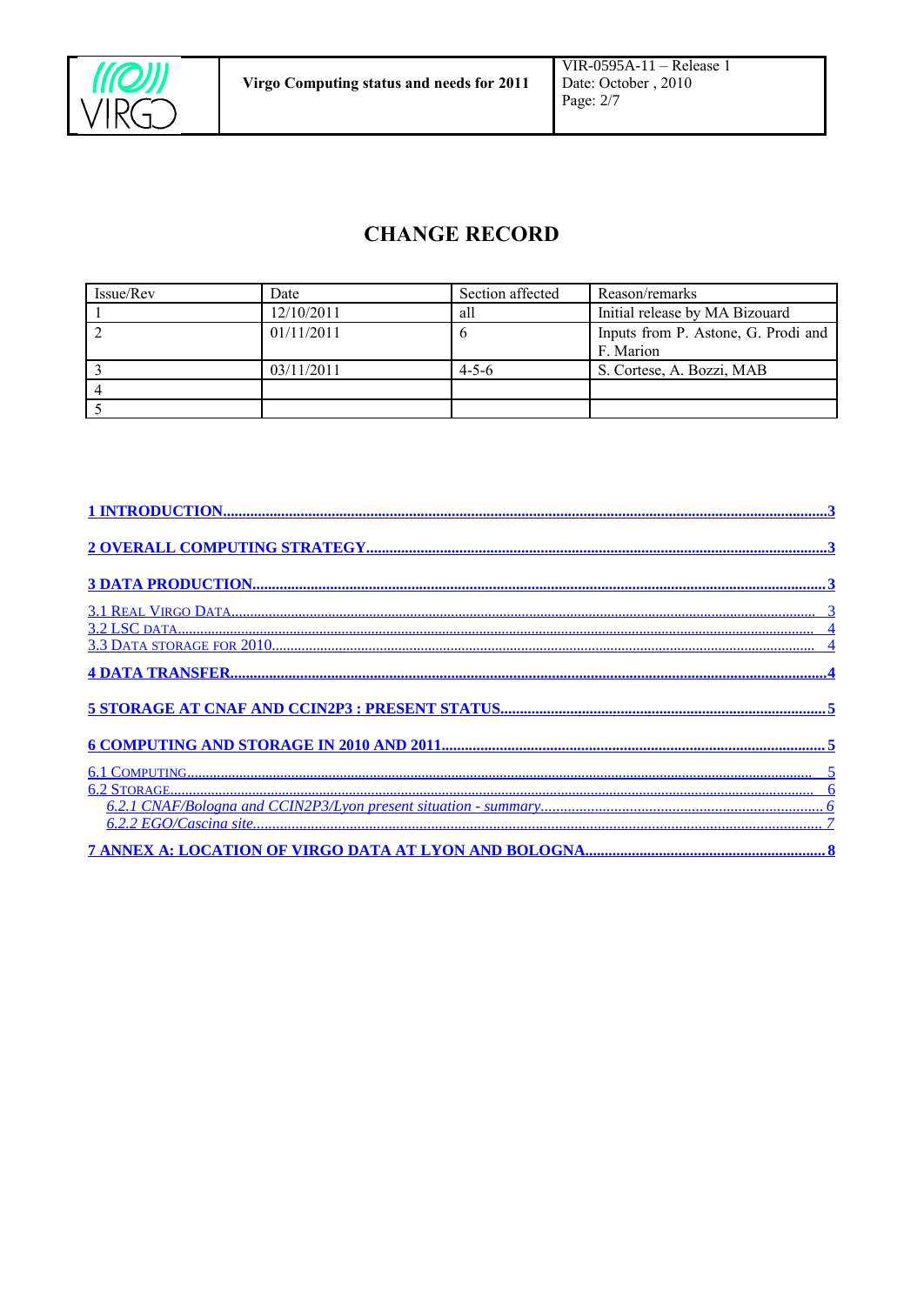# CHANGE RECORD

| Issue/Rev | Date | Section affected | Reason/remarks |
|---|---|---|---|
| 1 | 12/10/2011 | all | Initial release by MA Bizouard |
| 2 | 01/11/2011 | 6 | Inputs from P. Astone, G. Prodi and F. Marion |
| 3 | 03/11/2011 | 4-5-6 | S. Cortese, A. Bozzi, MAB |
| 4 | | | |
| 5 | | | |

**1 INTRODUCTION......3**

**2 OVERALL COMPUTING STRATEGY......3**

**3 DATA PRODUCTION......3**

3.1 Real Virgo Data......3
3.2 LSC data......4
3.3 Data storage for 2010......4

**4 DATA TRANSFER......4**

**5 STORAGE AT CNAF AND CCIN2P3 : PRESENT STATUS......5**

**6 COMPUTING AND STORAGE IN 2010 AND 2011......5**

6.1 Computing......5
6.2 Storage......6
*6.2.1 CNAF/Bologna and CCIN2P3/Lyon present situation - summary......6*
*6.2.2 EGO/Cascina site......7*

**7 ANNEX A: LOCATION OF VIRGO DATA AT LYON AND BOLOGNA......8**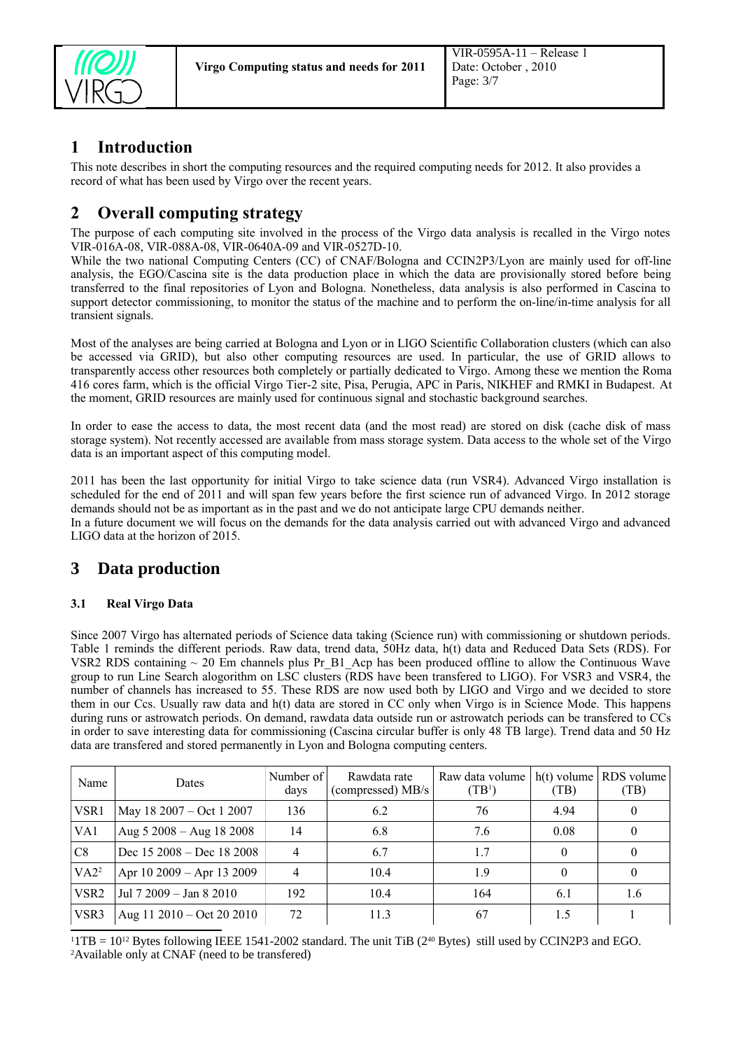# 1 Introduction

This note describes in short the computing resources and the required computing needs for 2012. It also provides a record of what has been used by Virgo over the recent years.

# 2 Overall computing strategy

The purpose of each computing site involved in the process of the Virgo data analysis is recalled in the Virgo notes VIR-016A-08, VIR-088A-08, VIR-0640A-09 and VIR-0527D-10.

While the two national Computing Centers (CC) of CNAF/Bologna and CCIN2P3/Lyon are mainly used for off-line analysis, the EGO/Cascina site is the data production place in which the data are provisionally stored before being transferred to the final repositories of Lyon and Bologna. Nonetheless, data analysis is also performed in Cascina to support detector commissioning, to monitor the status of the machine and to perform the on-line/in-time analysis for all transient signals.

Most of the analyses are being carried at Bologna and Lyon or in LIGO Scientific Collaboration clusters (which can also be accessed via GRID), but also other computing resources are used. In particular, the use of GRID allows to transparently access other resources both completely or partially dedicated to Virgo. Among these we mention the Roma 416 cores farm, which is the official Virgo Tier-2 site, Pisa, Perugia, APC in Paris, NIKHEF and RMKI in Budapest. At the moment, GRID resources are mainly used for continuous signal and stochastic background searches.

In order to ease the access to data, the most recent data (and the most read) are stored on disk (cache disk of mass storage system). Not recently accessed are available from mass storage system. Data access to the whole set of the Virgo data is an important aspect of this computing model.

2011 has been the last opportunity for initial Virgo to take science data (run VSR4). Advanced Virgo installation is scheduled for the end of 2011 and will span few years before the first science run of advanced Virgo. In 2012 storage demands should not be as important as in the past and we do not anticipate large CPU demands neither.

In a future document we will focus on the demands for the data analysis carried out with advanced Virgo and advanced LIGO data at the horizon of 2015.

# 3 Data production

## 3.1 Real Virgo Data

Since 2007 Virgo has alternated periods of Science data taking (Science run) with commissioning or shutdown periods. Table 1 reminds the different periods. Raw data, trend data, 50Hz data, h(t) data and Reduced Data Sets (RDS). For VSR2 RDS containing ~ 20 Em channels plus Pr_B1_Acp has been produced offline to allow the Continuous Wave group to run Line Search alogorithm on LSC clusters (RDS have been transfered to LIGO). For VSR3 and VSR4, the number of channels has increased to 55. These RDS are now used both by LIGO and Virgo and we decided to store them in our Ccs. Usually raw data and h(t) data are stored in CC only when Virgo is in Science Mode. This happens during runs or astrowatch periods. On demand, rawdata data outside run or astrowatch periods can be transfered to CCs in order to save interesting data for commissioning (Cascina circular buffer is only 48 TB large). Trend data and 50 Hz data are transfered and stored permanently in Lyon and Bologna computing centers.

| Name | Dates | Number of days | Rawdata rate (compressed) MB/s | Raw data volume (TB[1]) | h(t) volume (TB) | RDS volume (TB) |
|---|---|---|---|---|---|---|
| VSR1 | May 18 2007 – Oct 1 2007 | 136 | 6.2 | 76 | 4.94 | 0 |
| VA1 | Aug 5 2008 – Aug 18 2008 | 14 | 6.8 | 7.6 | 0.08 | 0 |
| C8 | Dec 15 2008 – Dec 18 2008 | 4 | 6.7 | 1.7 | 0 | 0 |
| VA2[2] | Apr 10 2009 – Apr 13 2009 | 4 | 10.4 | 1.9 | 0 | 0 |
| VSR2 | Jul 7 2009 – Jan 8 2010 | 192 | 10.4 | 164 | 6.1 | 1.6 |
| VSR3 | Aug 11 2010 – Oct 20 2010 | 72 | 11.3 | 67 | 1.5 | 1 |

[1] 1TB = $10^{12}$ Bytes following IEEE 1541-2002 standard. The unit TiB ($2^{40}$ Bytes) still used by CCIN2P3 and EGO.

[2] Available only at CNAF (need to be transfered)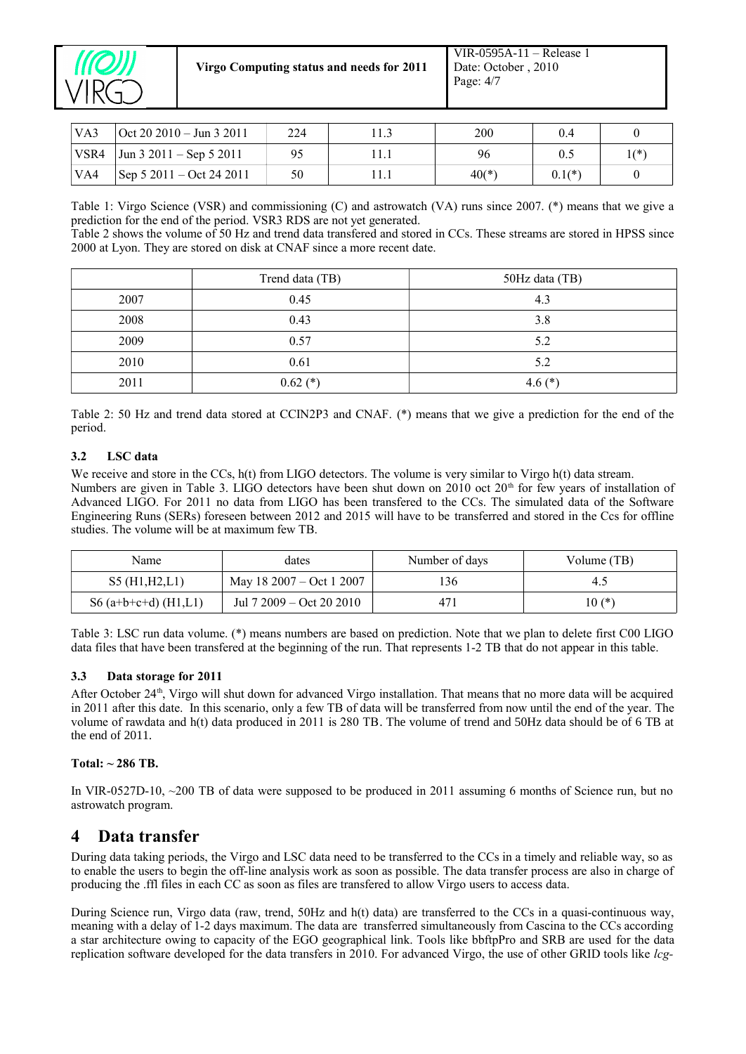| VA3 | Oct 20 2010 – Jun 3 2011 | 224 | 11.3 | 200 | 0.4 | 0 |
|---|---|---|---|---|---|---|
| VSR4 | Jun 3 2011 – Sep 5 2011 | 95 | 11.1 | 96 | 0.5 | 1(*) |
| VA4 | Sep 5 2011 – Oct 24 2011 | 50 | 11.1 | 40(*) | 0.1(*) | 0 |

Table 1: Virgo Science (VSR) and commissioning (C) and astrowatch (VA) runs since 2007. (*) means that we give a prediction for the end of the period. VSR3 RDS are not yet generated.

Table 2 shows the volume of 50 Hz and trend data transfered and stored in CCs. These streams are stored in HPSS since 2000 at Lyon. They are stored on disk at CNAF since a more recent date.

| | Trend data (TB) | 50Hz data (TB) |
|---|---|---|
| 2007 | 0.45 | 4.3 |
| 2008 | 0.43 | 3.8 |
| 2009 | 0.57 | 5.2 |
| 2010 | 0.61 | 5.2 |
| 2011 | 0.62 (*) | 4.6 (*) |

Table 2: 50 Hz and trend data stored at CCIN2P3 and CNAF. (*) means that we give a prediction for the end of the period.

### 3.2 LSC data

We receive and store in the CCs, h(t) from LIGO detectors. The volume is very similar to Virgo h(t) data stream. Numbers are given in Table 3. LIGO detectors have been shut down on 2010 oct 20th for few years of installation of Advanced LIGO. For 2011 no data from LIGO has been transfered to the CCs. The simulated data of the Software Engineering Runs (SERs) foreseen between 2012 and 2015 will have to be transferred and stored in the Ccs for offline studies. The volume will be at maximum few TB.

| Name | dates | Number of days | Volume (TB) |
|---|---|---|---|
| S5 (H1,H2,L1) | May 18 2007 – Oct 1 2007 | 136 | 4.5 |
| S6 (a+b+c+d) (H1,L1) | Jul 7 2009 – Oct 20 2010 | 471 | 10 (*) |

Table 3: LSC run data volume. (*) means numbers are based on prediction. Note that we plan to delete first C00 LIGO data files that have been transfered at the beginning of the run. That represents 1-2 TB that do not appear in this table.

### 3.3 Data storage for 2011

After October 24th, Virgo will shut down for advanced Virgo installation. That means that no more data will be acquired in 2011 after this date. In this scenario, only a few TB of data will be transferred from now until the end of the year. The volume of rawdata and h(t) data produced in 2011 is 280 TB. The volume of trend and 50Hz data should be of 6 TB at the end of 2011.

**Total: ~ 286 TB.**

In VIR-0527D-10, ~200 TB of data were supposed to be produced in 2011 assuming 6 months of Science run, but no astrowatch program.

## 4 Data transfer

During data taking periods, the Virgo and LSC data need to be transferred to the CCs in a timely and reliable way, so as to enable the users to begin the off-line analysis work as soon as possible. The data transfer process are also in charge of producing the .ffl files in each CC as soon as files are transfered to allow Virgo users to access data.

During Science run, Virgo data (raw, trend, 50Hz and h(t) data) are transferred to the CCs in a quasi-continuous way, meaning with a delay of 1-2 days maximum. The data are transferred simultaneously from Cascina to the CCs according a star architecture owing to capacity of the EGO geographical link. Tools like bbftpPro and SRB are used for the data replication software developed for the data transfers in 2010. For advanced Virgo, the use of other GRID tools like *lcg-*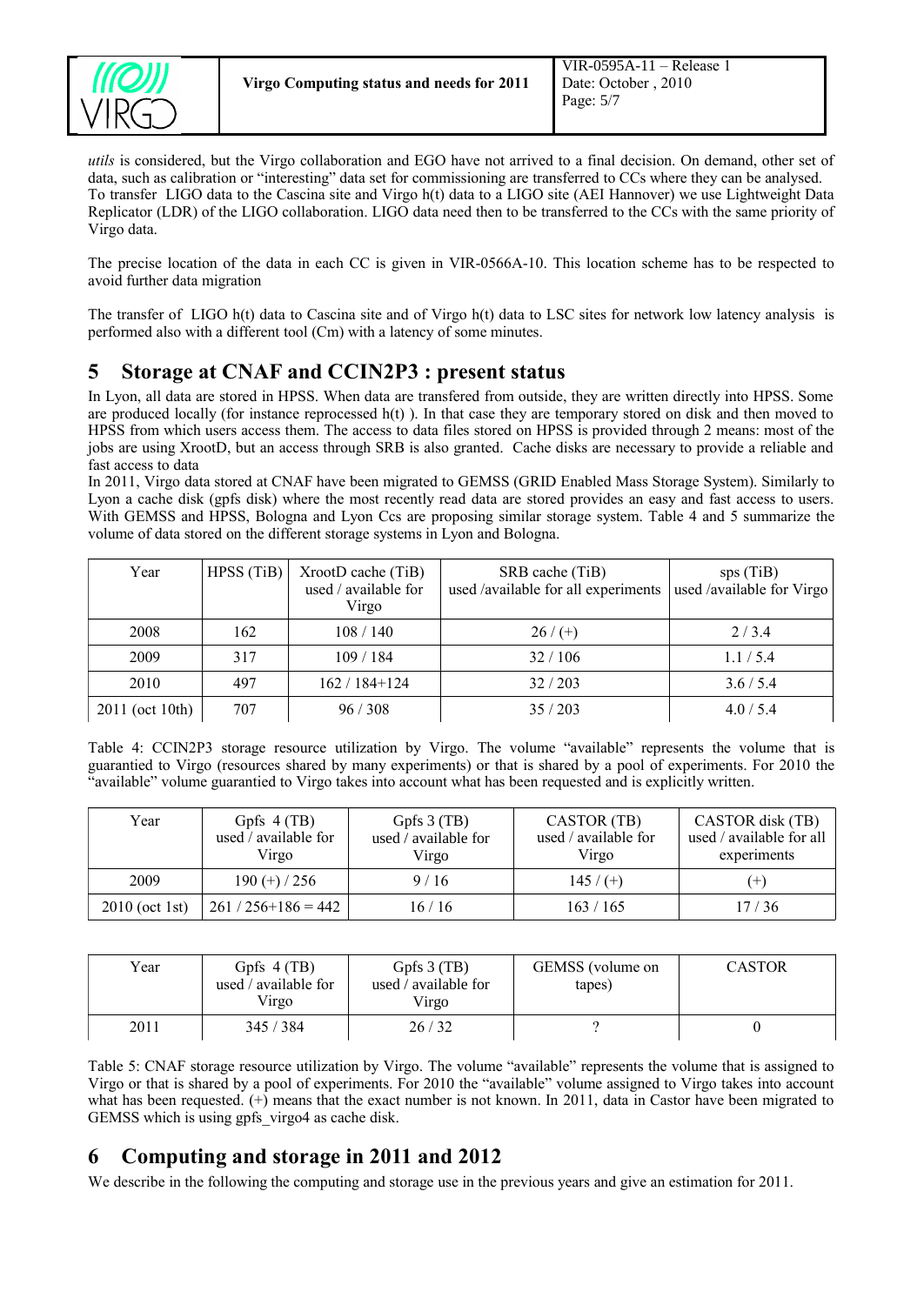*utils* is considered, but the Virgo collaboration and EGO have not arrived to a final decision. On demand, other set of data, such as calibration or "interesting" data set for commissioning are transferred to CCs where they can be analysed. To transfer LIGO data to the Cascina site and Virgo h(t) data to a LIGO site (AEI Hannover) we use Lightweight Data Replicator (LDR) of the LIGO collaboration. LIGO data need then to be transferred to the CCs with the same priority of Virgo data.

The precise location of the data in each CC is given in VIR-0566A-10. This location scheme has to be respected to avoid further data migration

The transfer of LIGO h(t) data to Cascina site and of Virgo h(t) data to LSC sites for network low latency analysis is performed also with a different tool (Cm) with a latency of some minutes.

# 5 Storage at CNAF and CCIN2P3 : present status

In Lyon, all data are stored in HPSS. When data are transfered from outside, they are written directly into HPSS. Some are produced locally (for instance reprocessed h(t) ). In that case they are temporary stored on disk and then moved to HPSS from which users access them. The access to data files stored on HPSS is provided through 2 means: most of the jobs are using XrootD, but an access through SRB is also granted. Cache disks are necessary to provide a reliable and fast access to data

In 2011, Virgo data stored at CNAF have been migrated to GEMSS (GRID Enabled Mass Storage System). Similarly to Lyon a cache disk (gpfs disk) where the most recently read data are stored provides an easy and fast access to users. With GEMSS and HPSS, Bologna and Lyon Ccs are proposing similar storage system. Table 4 and 5 summarize the volume of data stored on the different storage systems in Lyon and Bologna.

| Year | HPSS (TiB) | XrootD cache (TiB) used / available for Virgo | SRB cache (TiB) used /available for all experiments | sps (TiB) used /available for Virgo |
|---|---|---|---|---|
| 2008 | 162 | 108 / 140 | 26 / (+) | 2 / 3.4 |
| 2009 | 317 | 109 / 184 | 32 / 106 | 1.1 / 5.4 |
| 2010 | 497 | 162 / 184+124 | 32 / 203 | 3.6 / 5.4 |
| 2011 (oct 10th) | 707 | 96 / 308 | 35 / 203 | 4.0 / 5.4 |

Table 4: CCIN2P3 storage resource utilization by Virgo. The volume "available" represents the volume that is guarantied to Virgo (resources shared by many experiments) or that is shared by a pool of experiments. For 2010 the "available" volume guarantied to Virgo takes into account what has been requested and is explicitly written.

| Year | Gpfs 4 (TB) used / available for Virgo | Gpfs 3 (TB) used / available for Virgo | CASTOR (TB) used / available for Virgo | CASTOR disk (TB) used / available for all experiments |
|---|---|---|---|---|
| 2009 | 190 (+) / 256 | 9 / 16 | 145 / (+) | (+) |
| 2010 (oct 1st) | 261 / 256+186 = 442 | 16 / 16 | 163 / 165 | 17 / 36 |

| Year | Gpfs 4 (TB) used / available for Virgo | Gpfs 3 (TB) used / available for Virgo | GEMSS (volume on tapes) | CASTOR |
|---|---|---|---|---|
| 2011 | 345 / 384 | 26 / 32 | ? | 0 |

Table 5: CNAF storage resource utilization by Virgo. The volume "available" represents the volume that is assigned to Virgo or that is shared by a pool of experiments. For 2010 the "available" volume assigned to Virgo takes into account what has been requested. (+) means that the exact number is not known. In 2011, data in Castor have been migrated to GEMSS which is using gpfs_virgo4 as cache disk.

# 6 Computing and storage in 2011 and 2012

We describe in the following the computing and storage use in the previous years and give an estimation for 2011.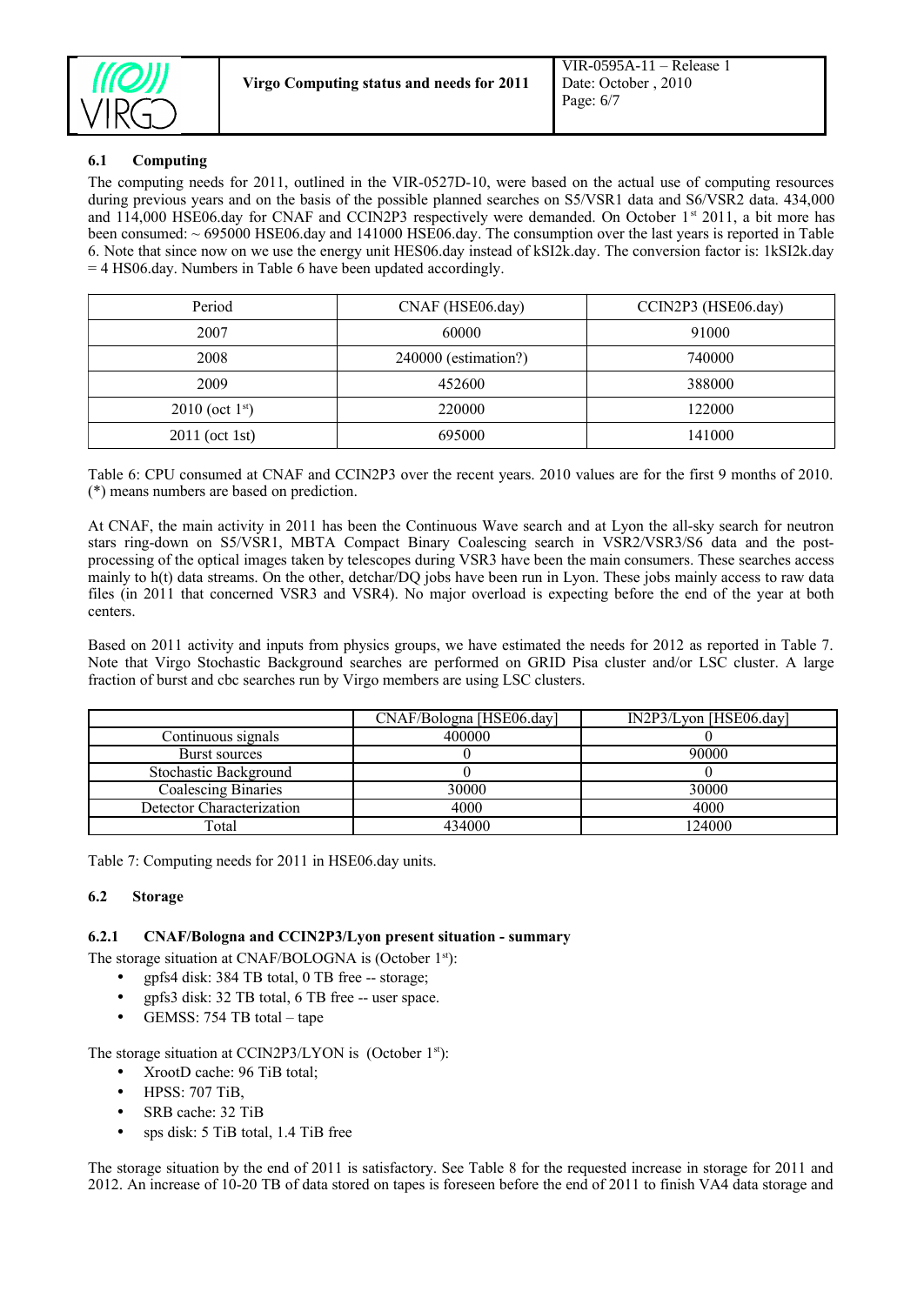### 6.1 Computing

The computing needs for 2011, outlined in the VIR-0527D-10, were based on the actual use of computing resources during previous years and on the basis of the possible planned searches on S5/VSR1 data and S6/VSR2 data. 434,000 and 114,000 HSE06.day for CNAF and CCIN2P3 respectively were demanded. On October 1[st] 2011, a bit more has been consumed: ~ 695000 HSE06.day and 141000 HSE06.day. The consumption over the last years is reported in Table 6. Note that since now on we use the energy unit HES06.day instead of kSI2k.day. The conversion factor is: 1kSI2k.day = 4 HS06.day. Numbers in Table 6 have been updated accordingly.

| Period | CNAF (HSE06.day) | CCIN2P3 (HSE06.day) |
|---|---|---|
| 2007 | 60000 | 91000 |
| 2008 | 240000 (estimation?) | 740000 |
| 2009 | 452600 | 388000 |
| 2010 (oct 1[st]) | 220000 | 122000 |
| 2011 (oct 1st) | 695000 | 141000 |

Table 6: CPU consumed at CNAF and CCIN2P3 over the recent years. 2010 values are for the first 9 months of 2010. (*) means numbers are based on prediction.

At CNAF, the main activity in 2011 has been the Continuous Wave search and at Lyon the all-sky search for neutron stars ring-down on S5/VSR1, MBTA Compact Binary Coalescing search in VSR2/VSR3/S6 data and the post-processing of the optical images taken by telescopes during VSR3 have been the main consumers. These searches access mainly to h(t) data streams. On the other, detchar/DQ jobs have been run in Lyon. These jobs mainly access to raw data files (in 2011 that concerned VSR3 and VSR4). No major overload is expecting before the end of the year at both centers.

Based on 2011 activity and inputs from physics groups, we have estimated the needs for 2012 as reported in Table 7. Note that Virgo Stochastic Background searches are performed on GRID Pisa cluster and/or LSC cluster. A large fraction of burst and cbc searches run by Virgo members are using LSC clusters.

| | CNAF/Bologna [HSE06.day] | IN2P3/Lyon [HSE06.day] |
|---|---|---|
| Continuous signals | 400000 | 0 |
| Burst sources | 0 | 90000 |
| Stochastic Background | 0 | 0 |
| Coalescing Binaries | 30000 | 30000 |
| Detector Characterization | 4000 | 4000 |
| Total | 434000 | 124000 |

Table 7: Computing needs for 2011 in HSE06.day units.

### 6.2 Storage

#### 6.2.1 CNAF/Bologna and CCIN2P3/Lyon present situation - summary

The storage situation at CNAF/BOLOGNA is (October 1[st]):

- gpfs4 disk: 384 TB total, 0 TB free -- storage;
- gpfs3 disk: 32 TB total, 6 TB free -- user space.
- GEMSS: 754 TB total – tape

The storage situation at CCIN2P3/LYON is (October 1[st]):

- XrootD cache: 96 TiB total;
- HPSS: 707 TiB,
- SRB cache: 32 TiB
- sps disk: 5 TiB total, 1.4 TiB free

The storage situation by the end of 2011 is satisfactory. See Table 8 for the requested increase in storage for 2011 and 2012. An increase of 10-20 TB of data stored on tapes is foreseen before the end of 2011 to finish VA4 data storage and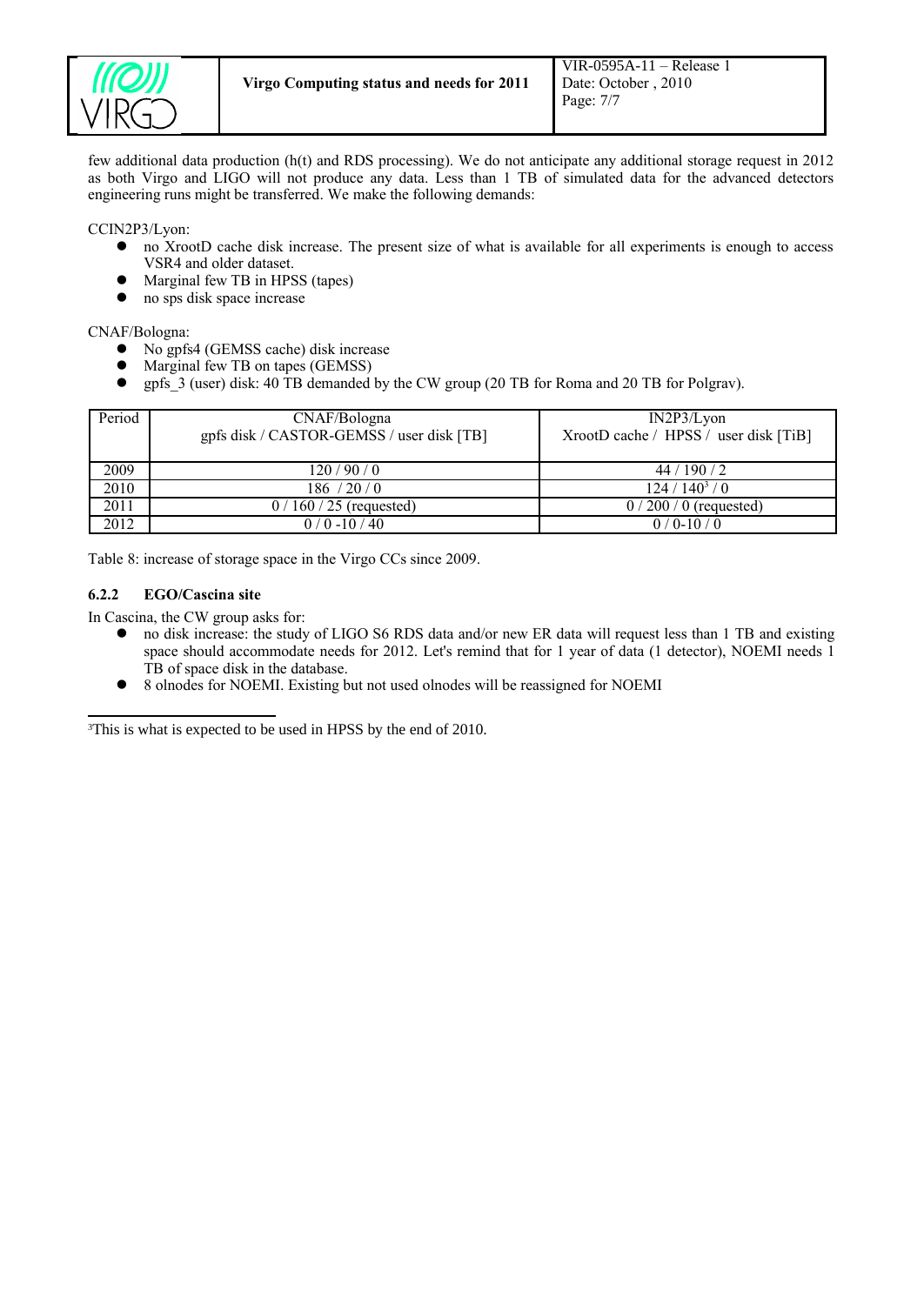few additional data production (h(t) and RDS processing). We do not anticipate any additional storage request in 2012 as both Virgo and LIGO will not produce any data. Less than 1 TB of simulated data for the advanced detectors engineering runs might be transferred. We make the following demands:

CCIN2P3/Lyon:

- no XrootD cache disk increase. The present size of what is available for all experiments is enough to access VSR4 and older dataset.
- Marginal few TB in HPSS (tapes)
- no sps disk space increase

CNAF/Bologna:

- No gpfs4 (GEMSS cache) disk increase
- Marginal few TB on tapes (GEMSS)
- gpfs_3 (user) disk: 40 TB demanded by the CW group (20 TB for Roma and 20 TB for Polgrav).

| Period | CNAF/Bologna gpfs disk / CASTOR-GEMSS / user disk [TB] | IN2P3/Lyon XrootD cache / HPSS / user disk [TiB] |
|---|---|---|
| 2009 | 120 / 90 / 0 | 44 / 190 / 2 |
| 2010 | 186 / 20 / 0 | 124 / 140[3] / 0 |
| 2011 | 0 / 160 / 25 (requested) | 0 / 200 / 0 (requested) |
| 2012 | 0 / 0 -10 / 40 | 0 / 0-10 / 0 |

Table 8: increase of storage space in the Virgo CCs since 2009.

### 6.2.2 EGO/Cascina site

In Cascina, the CW group asks for:

- no disk increase: the study of LIGO S6 RDS data and/or new ER data will request less than 1 TB and existing space should accommodate needs for 2012. Let's remind that for 1 year of data (1 detector), NOEMI needs 1 TB of space disk in the database.
- 8 olnodes for NOEMI. Existing but not used olnodes will be reassigned for NOEMI

[3]This is what is expected to be used in HPSS by the end of 2010.